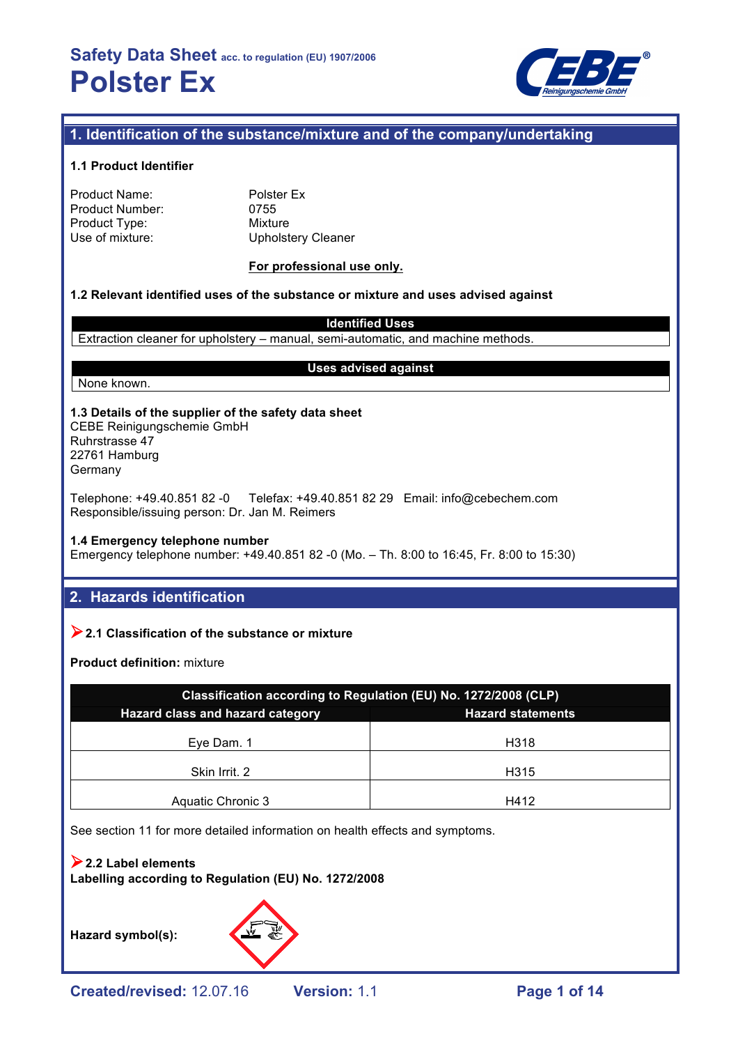# Safety Data Sheet acc. to regulation (EU) 1907/2006
# Polster Ex

## 1. Identification of the substance/mixture and of the company/undertaking

### 1.1 Product Identifier

| | |
|---|---|
| Product Name: | Polster Ex |
| Product Number: | 0755 |
| Product Type: | Mixture |
| Use of mixture: | Upholstery Cleaner |

**For professional use only.**

### 1.2 Relevant identified uses of the substance or mixture and uses advised against

| Identified Uses |
|---|
| Extraction cleaner for upholstery – manual, semi-automatic, and machine methods. |

| Uses advised against |
|---|
| None known. |

### 1.3 Details of the supplier of the safety data sheet

CEBE Reinigungschemie GmbH
Ruhrstrasse 47
22761 Hamburg
Germany

Telephone: +49.40.851 82 -0 Telefax: +49.40.851 82 29 Email: info@cebechem.com
Responsible/issuing person: Dr. Jan M. Reimers

### 1.4 Emergency telephone number

Emergency telephone number: +49.40.851 82 -0 (Mo. – Th. 8:00 to 16:45, Fr. 8:00 to 15:30)

## 2. Hazards identification

### 2.1 Classification of the substance or mixture

**Product definition:** mixture

| Classification according to Regulation (EU) No. 1272/2008 (CLP) | |
|---|---|
| **Hazard class and hazard category** | **Hazard statements** |
| Eye Dam. 1 | H318 |
| Skin Irrit. 2 | H315 |
| Aquatic Chronic 3 | H412 |

See section 11 for more detailed information on health effects and symptoms.

### 2.2 Label elements

**Labelling according to Regulation (EU) No. 1272/2008**

**Hazard symbol(s):**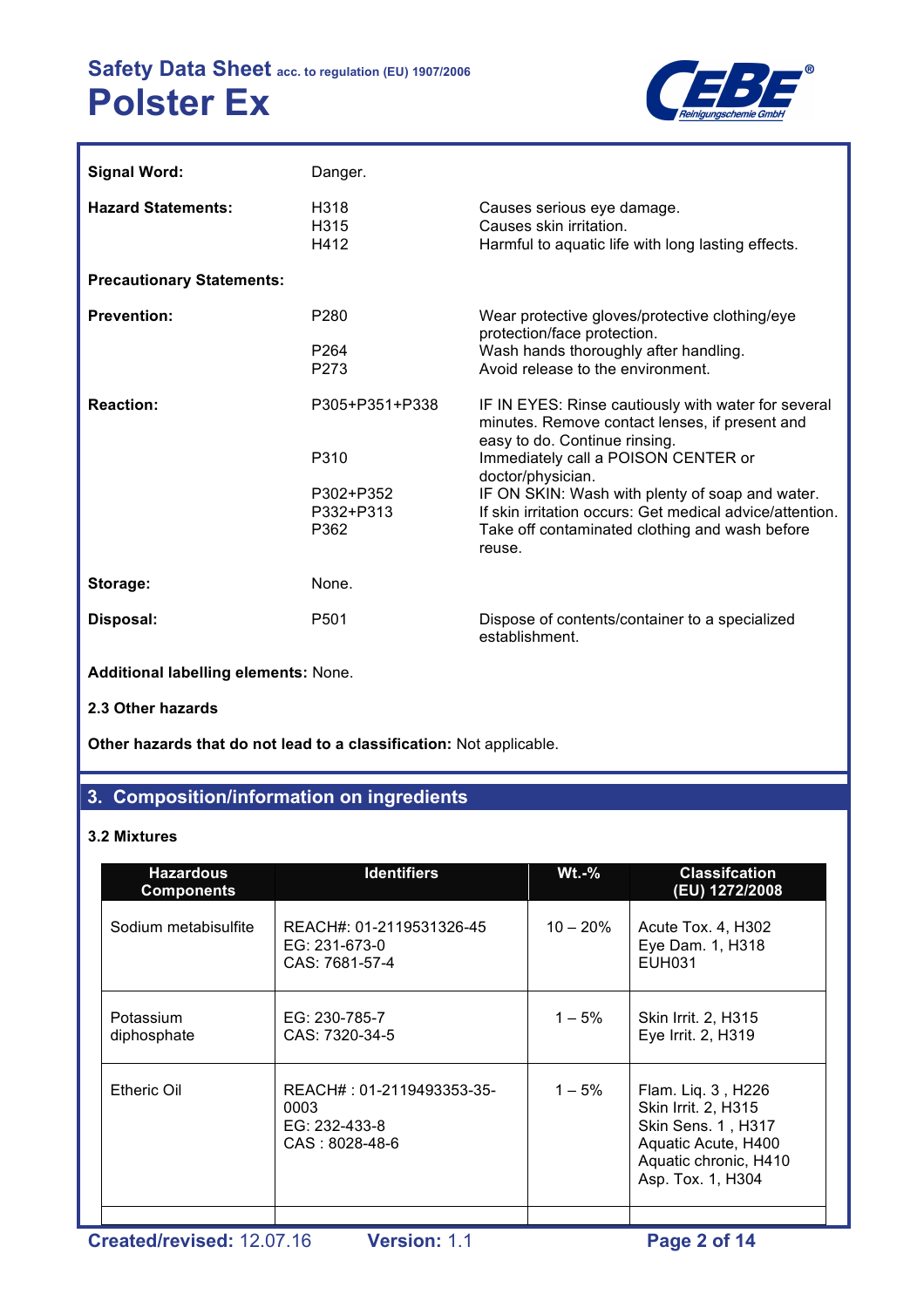**Signal Word:** Danger.

**Hazard Statements:**

| | |
|---|---|
| H318 | Causes serious eye damage. |
| H315 | Causes skin irritation. |
| H412 | Harmful to aquatic life with long lasting effects. |

**Precautionary Statements:**

**Prevention:**

| | |
|---|---|
| P280 | Wear protective gloves/protective clothing/eye protection/face protection. |
| P264 | Wash hands thoroughly after handling. |
| P273 | Avoid release to the environment. |

**Reaction:**

| | |
|---|---|
| P305+P351+P338 | IF IN EYES: Rinse cautiously with water for several minutes. Remove contact lenses, if present and easy to do. Continue rinsing. |
| P310 | Immediately call a POISON CENTER or doctor/physician. |
| P302+P352 | IF ON SKIN: Wash with plenty of soap and water. |
| P332+P313 | If skin irritation occurs: Get medical advice/attention. |
| P362 | Take off contaminated clothing and wash before reuse. |

**Storage:** None.

**Disposal:**

| | |
|---|---|
| P501 | Dispose of contents/container to a specialized establishment. |

**Additional labelling elements:** None.

**2.3 Other hazards**

**Other hazards that do not lead to a classification:** Not applicable.

## 3. Composition/information on ingredients

### 3.2 Mixtures

| Hazardous Components | Identifiers | Wt.-% | Classifcation (EU) 1272/2008 |
|---|---|---|---|
| Sodium metabisulfite | REACH#: 01-2119531326-45<br>EG: 231-673-0<br>CAS: 7681-57-4 | 10 – 20% | Acute Tox. 4, H302<br>Eye Dam. 1, H318<br>EUH031 |
| Potassium diphosphate | EG: 230-785-7<br>CAS: 7320-34-5 | 1 – 5% | Skin Irrit. 2, H315<br>Eye Irrit. 2, H319 |
| Etheric Oil | REACH# : 01-2119493353-35-0003<br>EG: 232-433-8<br>CAS : 8028-48-6 | 1 – 5% | Flam. Liq. 3 , H226<br>Skin Irrit. 2, H315<br>Skin Sens. 1 , H317<br>Aquatic Acute, H400<br>Aquatic chronic, H410<br>Asp. Tox. 1, H304 |
| | | | |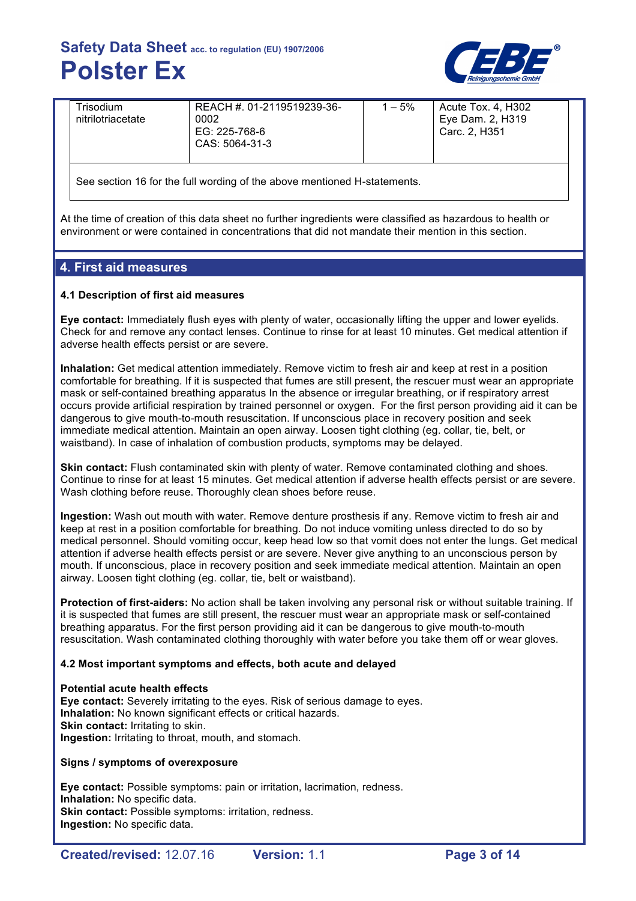| Trisodium nitrilotriacetate | REACH #. 01-2119519239-36-0002<br>EG: 225-768-6<br>CAS: 5064-31-3 | 1 – 5% | Acute Tox. 4, H302<br>Eye Dam. 2, H319<br>Carc. 2, H351 |
|---|---|---|---|
| See section 16 for the full wording of the above mentioned H-statements. | | | |

At the time of creation of this data sheet no further ingredients were classified as hazardous to health or environment or were contained in concentrations that did not mandate their mention in this section.

## 4. First aid measures

### 4.1 Description of first aid measures

**Eye contact:** Immediately flush eyes with plenty of water, occasionally lifting the upper and lower eyelids. Check for and remove any contact lenses. Continue to rinse for at least 10 minutes. Get medical attention if adverse health effects persist or are severe.

**Inhalation:** Get medical attention immediately. Remove victim to fresh air and keep at rest in a position comfortable for breathing. If it is suspected that fumes are still present, the rescuer must wear an appropriate mask or self-contained breathing apparatus In the absence or irregular breathing, or if respiratory arrest occurs provide artificial respiration by trained personnel or oxygen. For the first person providing aid it can be dangerous to give mouth-to-mouth resuscitation. If unconscious place in recovery position and seek immediate medical attention. Maintain an open airway. Loosen tight clothing (eg. collar, tie, belt, or waistband). In case of inhalation of combustion products, symptoms may be delayed.

**Skin contact:** Flush contaminated skin with plenty of water. Remove contaminated clothing and shoes. Continue to rinse for at least 15 minutes. Get medical attention if adverse health effects persist or are severe. Wash clothing before reuse. Thoroughly clean shoes before reuse.

**Ingestion:** Wash out mouth with water. Remove denture prosthesis if any. Remove victim to fresh air and keep at rest in a position comfortable for breathing. Do not induce vomiting unless directed to do so by medical personnel. Should vomiting occur, keep head low so that vomit does not enter the lungs. Get medical attention if adverse health effects persist or are severe. Never give anything to an unconscious person by mouth. If unconscious, place in recovery position and seek immediate medical attention. Maintain an open airway. Loosen tight clothing (eg. collar, tie, belt or waistband).

**Protection of first-aiders:** No action shall be taken involving any personal risk or without suitable training. If it is suspected that fumes are still present, the rescuer must wear an appropriate mask or self-contained breathing apparatus. For the first person providing aid it can be dangerous to give mouth-to-mouth resuscitation. Wash contaminated clothing thoroughly with water before you take them off or wear gloves.

### 4.2 Most important symptoms and effects, both acute and delayed

**Potential acute health effects**
**Eye contact:** Severely irritating to the eyes. Risk of serious damage to eyes.
**Inhalation:** No known significant effects or critical hazards.
**Skin contact:** Irritating to skin.
**Ingestion:** Irritating to throat, mouth, and stomach.

**Signs / symptoms of overexposure**

**Eye contact:** Possible symptoms: pain or irritation, lacrimation, redness.
**Inhalation:** No specific data.
**Skin contact:** Possible symptoms: irritation, redness.
**Ingestion:** No specific data.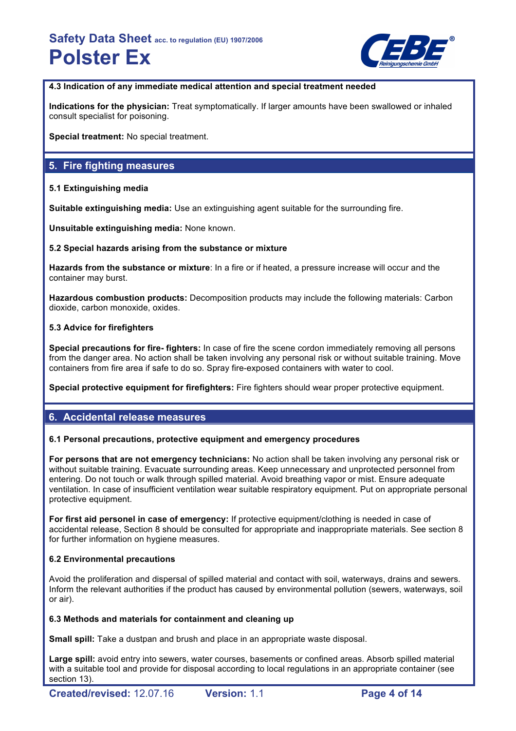### 4.3 Indication of any immediate medical attention and special treatment needed

**Indications for the physician:** Treat symptomatically. If larger amounts have been swallowed or inhaled consult specialist for poisoning.

**Special treatment:** No special treatment.

## 5. Fire fighting measures

### 5.1 Extinguishing media

**Suitable extinguishing media:** Use an extinguishing agent suitable for the surrounding fire.

**Unsuitable extinguishing media:** None known.

### 5.2 Special hazards arising from the substance or mixture

**Hazards from the substance or mixture**: In a fire or if heated, a pressure increase will occur and the container may burst.

**Hazardous combustion products:** Decomposition products may include the following materials: Carbon dioxide, carbon monoxide, oxides.

### 5.3 Advice for firefighters

**Special precautions for fire- fighters:** In case of fire the scene cordon immediately removing all persons from the danger area. No action shall be taken involving any personal risk or without suitable training. Move containers from fire area if safe to do so. Spray fire-exposed containers with water to cool.

**Special protective equipment for firefighters:** Fire fighters should wear proper protective equipment.

## 6. Accidental release measures

### 6.1 Personal precautions, protective equipment and emergency procedures

**For persons that are not emergency technicians:** No action shall be taken involving any personal risk or without suitable training. Evacuate surrounding areas. Keep unnecessary and unprotected personnel from entering. Do not touch or walk through spilled material. Avoid breathing vapor or mist. Ensure adequate ventilation. In case of insufficient ventilation wear suitable respiratory equipment. Put on appropriate personal protective equipment.

**For first aid personel in case of emergency:** If protective equipment/clothing is needed in case of accidental release, Section 8 should be consulted for appropriate and inappropriate materials. See section 8 for further information on hygiene measures.

### 6.2 Environmental precautions

Avoid the proliferation and dispersal of spilled material and contact with soil, waterways, drains and sewers. Inform the relevant authorities if the product has caused by environmental pollution (sewers, waterways, soil or air).

### 6.3 Methods and materials for containment and cleaning up

**Small spill:** Take a dustpan and brush and place in an appropriate waste disposal.

**Large spill:** avoid entry into sewers, water courses, basements or confined areas. Absorb spilled material with a suitable tool and provide for disposal according to local regulations in an appropriate container (see section 13).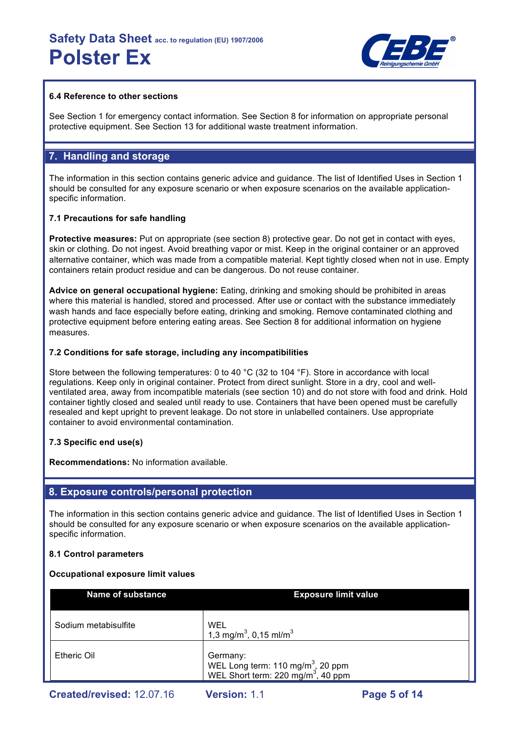### 6.4 Reference to other sections

See Section 1 for emergency contact information. See Section 8 for information on appropriate personal protective equipment. See Section 13 for additional waste treatment information.

## 7. Handling and storage

The information in this section contains generic advice and guidance. The list of Identified Uses in Section 1 should be consulted for any exposure scenario or when exposure scenarios on the available application-specific information.

### 7.1 Precautions for safe handling

**Protective measures:** Put on appropriate (see section 8) protective gear. Do not get in contact with eyes, skin or clothing. Do not ingest. Avoid breathing vapor or mist. Keep in the original container or an approved alternative container, which was made from a compatible material. Kept tightly closed when not in use. Empty containers retain product residue and can be dangerous. Do not reuse container.

**Advice on general occupational hygiene:** Eating, drinking and smoking should be prohibited in areas where this material is handled, stored and processed. After use or contact with the substance immediately wash hands and face especially before eating, drinking and smoking. Remove contaminated clothing and protective equipment before entering eating areas. See Section 8 for additional information on hygiene measures.

### 7.2 Conditions for safe storage, including any incompatibilities

Store between the following temperatures: 0 to 40 °C (32 to 104 °F). Store in accordance with local regulations. Keep only in original container. Protect from direct sunlight. Store in a dry, cool and well-ventilated area, away from incompatible materials (see section 10) and do not store with food and drink. Hold container tightly closed and sealed until ready to use. Containers that have been opened must be carefully resealed and kept upright to prevent leakage. Do not store in unlabelled containers. Use appropriate container to avoid environmental contamination.

### 7.3 Specific end use(s)

**Recommendations:** No information available.

## 8. Exposure controls/personal protection

The information in this section contains generic advice and guidance. The list of Identified Uses in Section 1 should be consulted for any exposure scenario or when exposure scenarios on the available application-specific information.

### 8.1 Control parameters

**Occupational exposure limit values**

| Name of substance | Exposure limit value |
|---|---|
| Sodium metabisulfite | WEL<br>1,3 mg/m$^3$, 0,15 ml/m$^3$ |
| Etheric Oil | Germany:<br>WEL Long term: 110 mg/m$^3$, 20 ppm<br>WEL Short term: 220 mg/m$^3$, 40 ppm |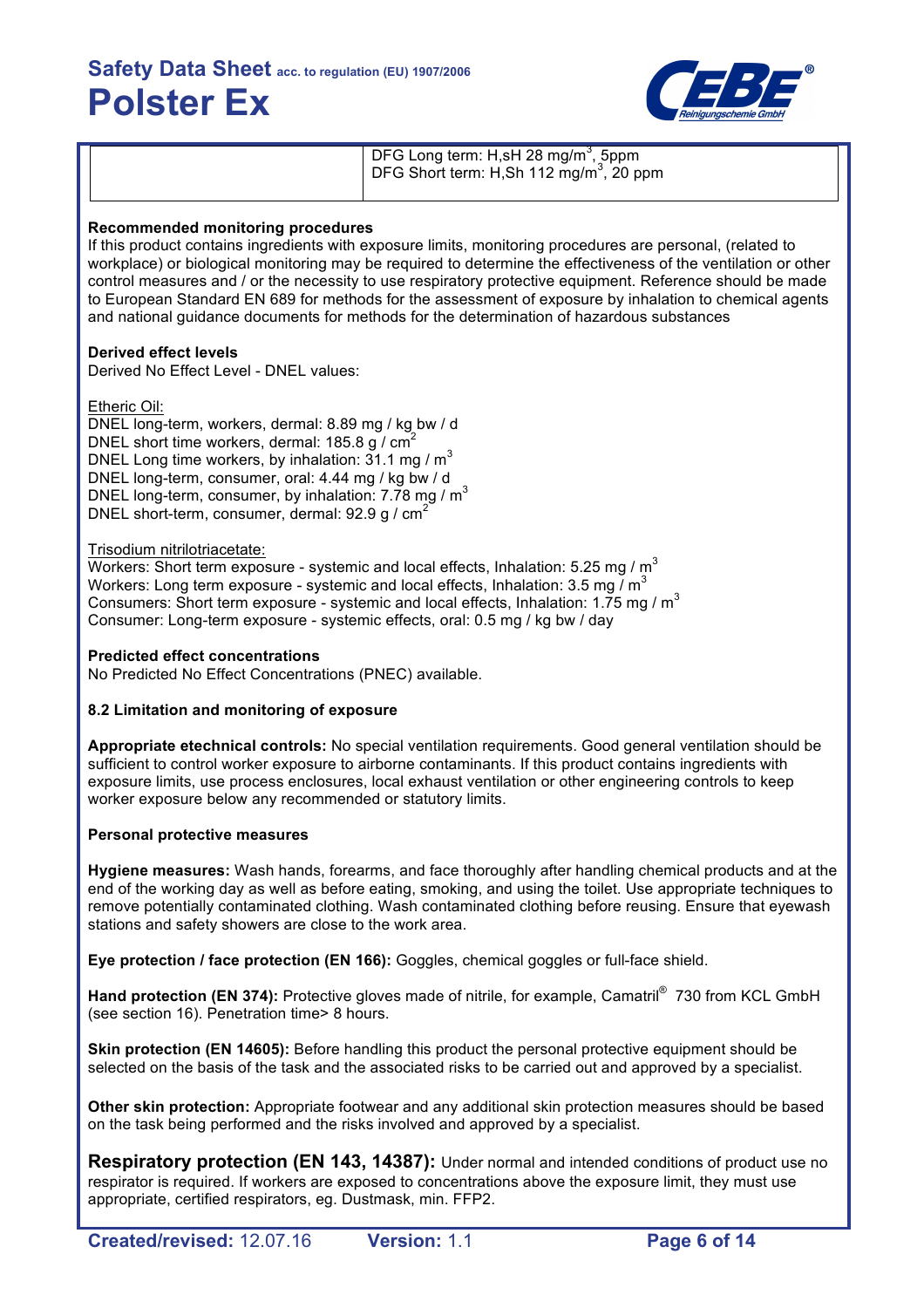|  | DFG Long term: H,sH 28 mg/m$^3$, 5ppm<br>DFG Short term: H,Sh 112 mg/m$^3$, 20 ppm |
|---|---|

**Recommended monitoring procedures**
If this product contains ingredients with exposure limits, monitoring procedures are personal, (related to workplace) or biological monitoring may be required to determine the effectiveness of the ventilation or other control measures and / or the necessity to use respiratory protective equipment. Reference should be made to European Standard EN 689 for methods for the assessment of exposure by inhalation to chemical agents and national guidance documents for methods for the determination of hazardous substances

**Derived effect levels**
Derived No Effect Level - DNEL values:

Etheric Oil:
DNEL long-term, workers, dermal: 8.89 mg / kg bw / d
DNEL short time workers, dermal: 185.8 g / cm$^2$
DNEL Long time workers, by inhalation: 31.1 mg / m$^3$
DNEL long-term, consumer, oral: 4.44 mg / kg bw / d
DNEL long-term, consumer, by inhalation: 7.78 mg / m$^3$
DNEL short-term, consumer, dermal: 92.9 g / cm$^2$

Trisodium nitrilotriacetate:
Workers: Short term exposure - systemic and local effects, Inhalation: 5.25 mg / m$^3$
Workers: Long term exposure - systemic and local effects, Inhalation: 3.5 mg / m$^3$
Consumers: Short term exposure - systemic and local effects, Inhalation: 1.75 mg / m$^3$
Consumer: Long-term exposure - systemic effects, oral: 0.5 mg / kg bw / day

**Predicted effect concentrations**
No Predicted No Effect Concentrations (PNEC) available.

**8.2 Limitation and monitoring of exposure**

**Appropriate etechnical controls:** No special ventilation requirements. Good general ventilation should be sufficient to control worker exposure to airborne contaminants. If this product contains ingredients with exposure limits, use process enclosures, local exhaust ventilation or other engineering controls to keep worker exposure below any recommended or statutory limits.

**Personal protective measures**

**Hygiene measures:** Wash hands, forearms, and face thoroughly after handling chemical products and at the end of the working day as well as before eating, smoking, and using the toilet. Use appropriate techniques to remove potentially contaminated clothing. Wash contaminated clothing before reusing. Ensure that eyewash stations and safety showers are close to the work area.

**Eye protection / face protection (EN 166):** Goggles, chemical goggles or full-face shield.

**Hand protection (EN 374):** Protective gloves made of nitrile, for example, Camatril® 730 from KCL GmbH (see section 16). Penetration time> 8 hours.

**Skin protection (EN 14605):** Before handling this product the personal protective equipment should be selected on the basis of the task and the associated risks to be carried out and approved by a specialist.

**Other skin protection:** Appropriate footwear and any additional skin protection measures should be based on the task being performed and the risks involved and approved by a specialist.

**Respiratory protection (EN 143, 14387):** Under normal and intended conditions of product use no respirator is required. If workers are exposed to concentrations above the exposure limit, they must use appropriate, certified respirators, eg. Dustmask, min. FFP2.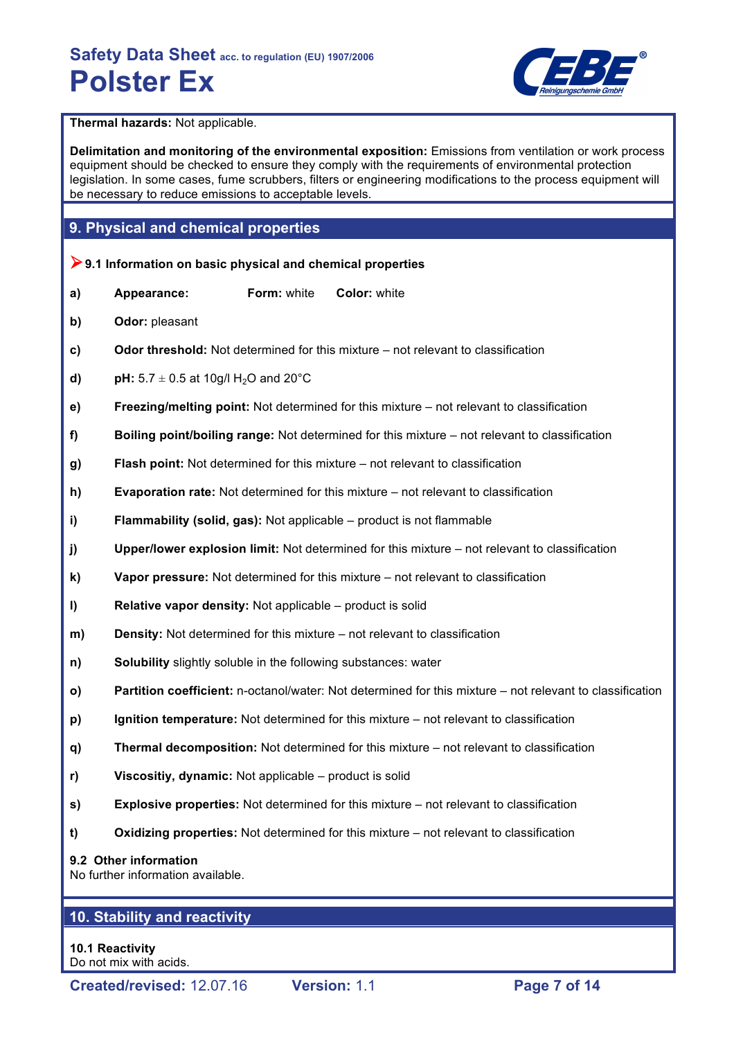**Thermal hazards:** Not applicable.

**Delimitation and monitoring of the environmental exposition:** Emissions from ventilation or work process equipment should be checked to ensure they comply with the requirements of environmental protection legislation. In some cases, fume scrubbers, filters or engineering modifications to the process equipment will be necessary to reduce emissions to acceptable levels.

## 9. Physical and chemical properties

### 9.1 Information on basic physical and chemical properties

**a)** **Appearance:** **Form:** white **Color:** white

**b)** **Odor:** pleasant

**c)** **Odor threshold:** Not determined for this mixture – not relevant to classification

**d)** **pH:** 5.7 ± 0.5 at 10g/l $H_2O$ and 20°C

**e)** **Freezing/melting point:** Not determined for this mixture – not relevant to classification

**f)** **Boiling point/boiling range:** Not determined for this mixture – not relevant to classification

**g)** **Flash point:** Not determined for this mixture – not relevant to classification

**h)** **Evaporation rate:** Not determined for this mixture – not relevant to classification

**i)** **Flammability (solid, gas):** Not applicable – product is not flammable

**j)** **Upper/lower explosion limit:** Not determined for this mixture – not relevant to classification

**k)** **Vapor pressure:** Not determined for this mixture – not relevant to classification

**l)** **Relative vapor density:** Not applicable – product is solid

**m)** **Density:** Not determined for this mixture – not relevant to classification

**n)** **Solubility** slightly soluble in the following substances: water

**o)** **Partition coefficient:** n-octanol/water: Not determined for this mixture – not relevant to classification

**p)** **Ignition temperature:** Not determined for this mixture – not relevant to classification

**q)** **Thermal decomposition:** Not determined for this mixture – not relevant to classification

**r)** **Viscositiy, dynamic:** Not applicable – product is solid

**s)** **Explosive properties:** Not determined for this mixture – not relevant to classification

**t)** **Oxidizing properties:** Not determined for this mixture – not relevant to classification

### 9.2 Other information

No further information available.

## 10. Stability and reactivity

### 10.1 Reactivity

Do not mix with acids.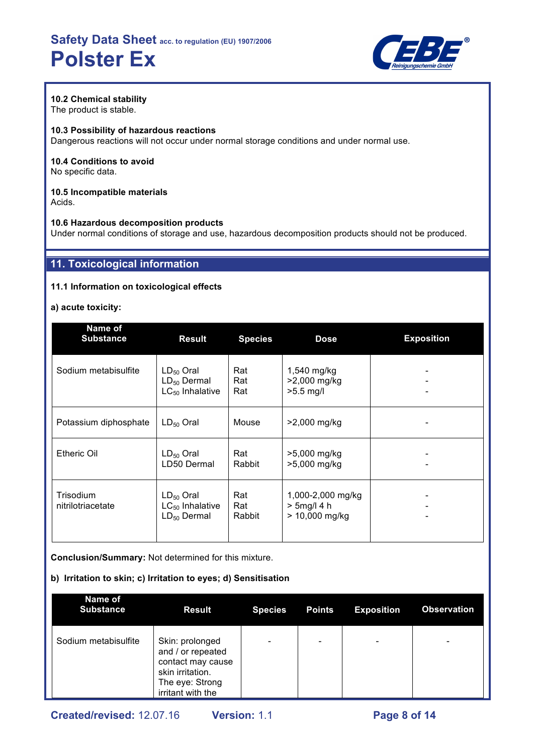### 10.2 Chemical stability

The product is stable.

### 10.3 Possibility of hazardous reactions

Dangerous reactions will not occur under normal storage conditions and under normal use.

### 10.4 Conditions to avoid

No specific data.

### 10.5 Incompatible materials

Acids.

### 10.6 Hazardous decomposition products

Under normal conditions of storage and use, hazardous decomposition products should not be produced.

## 11. Toxicological information

### 11.1 Information on toxicological effects

**a) acute toxicity:**

| Name of Substance | Result | Species | Dose | Exposition |
|---|---|---|---|---|
| Sodium metabisulfite | $LD_{50}$ Oral<br>$LD_{50}$ Dermal<br>$LC_{50}$ Inhalative | Rat<br>Rat<br>Rat | 1,540 mg/kg<br>>2,000 mg/kg<br>>5.5 mg/l | -<br>-<br>- |
| Potassium diphosphate | $LD_{50}$ Oral | Mouse | >2,000 mg/kg | - |
| Etheric Oil | $LD_{50}$ Oral<br>LD50 Dermal | Rat<br>Rabbit | >5,000 mg/kg<br>>5,000 mg/kg | -<br>- |
| Trisodium nitrilotriacetate | $LD_{50}$ Oral<br>$LC_{50}$ Inhalative<br>$LD_{50}$ Dermal | Rat<br>Rat<br>Rabbit | 1,000-2,000 mg/kg<br>> 5mg/l 4 h<br>> 10,000 mg/kg | -<br>-<br>- |

**Conclusion/Summary:** Not determined for this mixture.

**b) Irritation to skin; c) Irritation to eyes; d) Sensitisation**

| Name of Substance | Result | Species | Points | Exposition | Observation |
|---|---|---|---|---|---|
| Sodium metabisulfite | Skin: prolonged and / or repeated contact may cause skin irritation.<br>The eye: Strong irritant with the | - | - | - | - |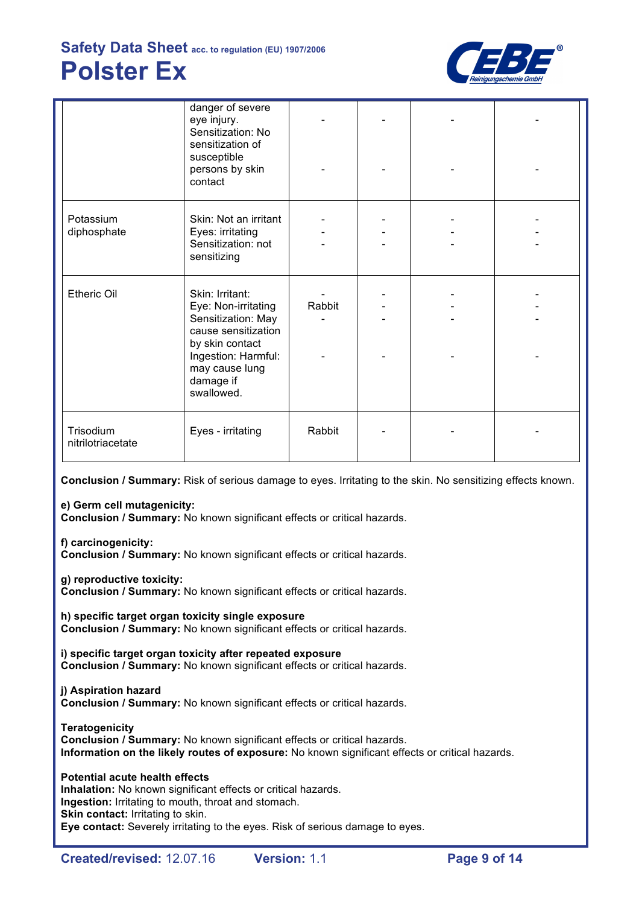| | | | | | |
|---|---|---|---|---|---|
| | danger of severe eye injury. Sensitization: No sensitization of susceptible persons by skin contact | - <br> - | - <br> - | - <br> - | - <br> - |
| Potassium diphosphate | Skin: Not an irritant Eyes: irritating Sensitization: not sensitizing | - <br> - <br> - | - <br> - <br> - | - <br> - <br> - | - <br> - <br> - |
| Etheric Oil | Skin: Irritant: Eye: Non-irritating Sensitization: May cause sensitization by skin contact Ingestion: Harmful: may cause lung damage if swallowed. | - <br> Rabbit <br> - <br> - | - <br> - <br> - <br> - | - <br> - <br> - <br> - | - <br> - <br> - <br> - |
| Trisodium nitrilotriacetate | Eyes - irritating | Rabbit | - | - | - |

**Conclusion / Summary:** Risk of serious damage to eyes. Irritating to the skin. No sensitizing effects known.

**e) Germ cell mutagenicity:**
**Conclusion / Summary:** No known significant effects or critical hazards.

**f) carcinogenicity:**
**Conclusion / Summary:** No known significant effects or critical hazards.

**g) reproductive toxicity:**
**Conclusion / Summary:** No known significant effects or critical hazards.

**h) specific target organ toxicity single exposure**
**Conclusion / Summary:** No known significant effects or critical hazards.

**i) specific target organ toxicity after repeated exposure**
**Conclusion / Summary:** No known significant effects or critical hazards.

**j) Aspiration hazard**
**Conclusion / Summary:** No known significant effects or critical hazards.

**Teratogenicity**
**Conclusion / Summary:** No known significant effects or critical hazards.
**Information on the likely routes of exposure:** No known significant effects or critical hazards.

**Potential acute health effects**
**Inhalation:** No known significant effects or critical hazards.
**Ingestion:** Irritating to mouth, throat and stomach.
**Skin contact:** Irritating to skin.
**Eye contact:** Severely irritating to the eyes. Risk of serious damage to eyes.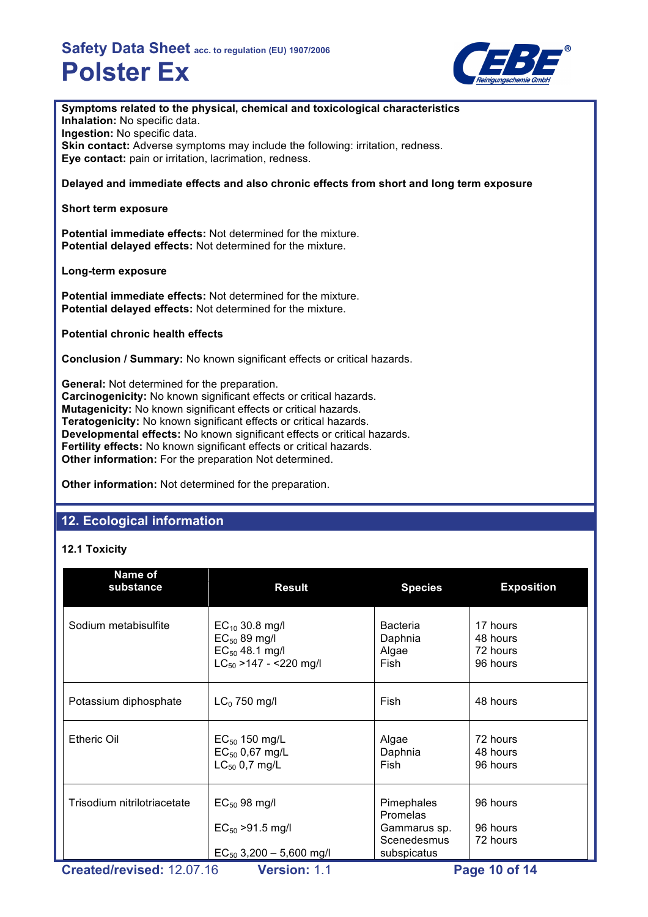**Symptoms related to the physical, chemical and toxicological characteristics**
**Inhalation:** No specific data.
**Ingestion:** No specific data.
**Skin contact:** Adverse symptoms may include the following: irritation, redness.
**Eye contact:** pain or irritation, lacrimation, redness.

**Delayed and immediate effects and also chronic effects from short and long term exposure**

**Short term exposure**

**Potential immediate effects:** Not determined for the mixture.
**Potential delayed effects:** Not determined for the mixture.

**Long-term exposure**

**Potential immediate effects:** Not determined for the mixture.
**Potential delayed effects:** Not determined for the mixture.

**Potential chronic health effects**

**Conclusion / Summary:** No known significant effects or critical hazards.

**General:** Not determined for the preparation.
**Carcinogenicity:** No known significant effects or critical hazards.
**Mutagenicity:** No known significant effects or critical hazards.
**Teratogenicity:** No known significant effects or critical hazards.
**Developmental effects:** No known significant effects or critical hazards.
**Fertility effects:** No known significant effects or critical hazards.
**Other information:** For the preparation Not determined.

**Other information:** Not determined for the preparation.

## 12. Ecological information

### 12.1 Toxicity

| Name of substance | Result | Species | Exposition |
|---|---|---|---|
| Sodium metabisulfite | $EC_{10}$ 30.8 mg/l<br>$EC_{50}$ 89 mg/l<br>$EC_{50}$ 48.1 mg/l<br>$LC_{50}$ >147 - <220 mg/l | Bacteria<br>Daphnia<br>Algae<br>Fish | 17 hours<br>48 hours<br>72 hours<br>96 hours |
| Potassium diphosphate | $LC_0$ 750 mg/l | Fish | 48 hours |
| Etheric Oil | $EC_{50}$ 150 mg/L<br>$EC_{50}$ 0,67 mg/L<br>$LC_{50}$ 0,7 mg/L | Algae<br>Daphnia<br>Fish | 72 hours<br>48 hours<br>96 hours |
| Trisodium nitrilotriacetate | $EC_{50}$ 98 mg/l<br>$EC_{50}$ >91.5 mg/l<br>$EC_{50}$ 3,200 – 5,600 mg/l | Pimephales Promelas<br>Gammarus sp.<br>Scenedesmus subspicatus | 96 hours<br>96 hours<br>72 hours |

**Created/revised:** 12.07.16 **Version:** 1.1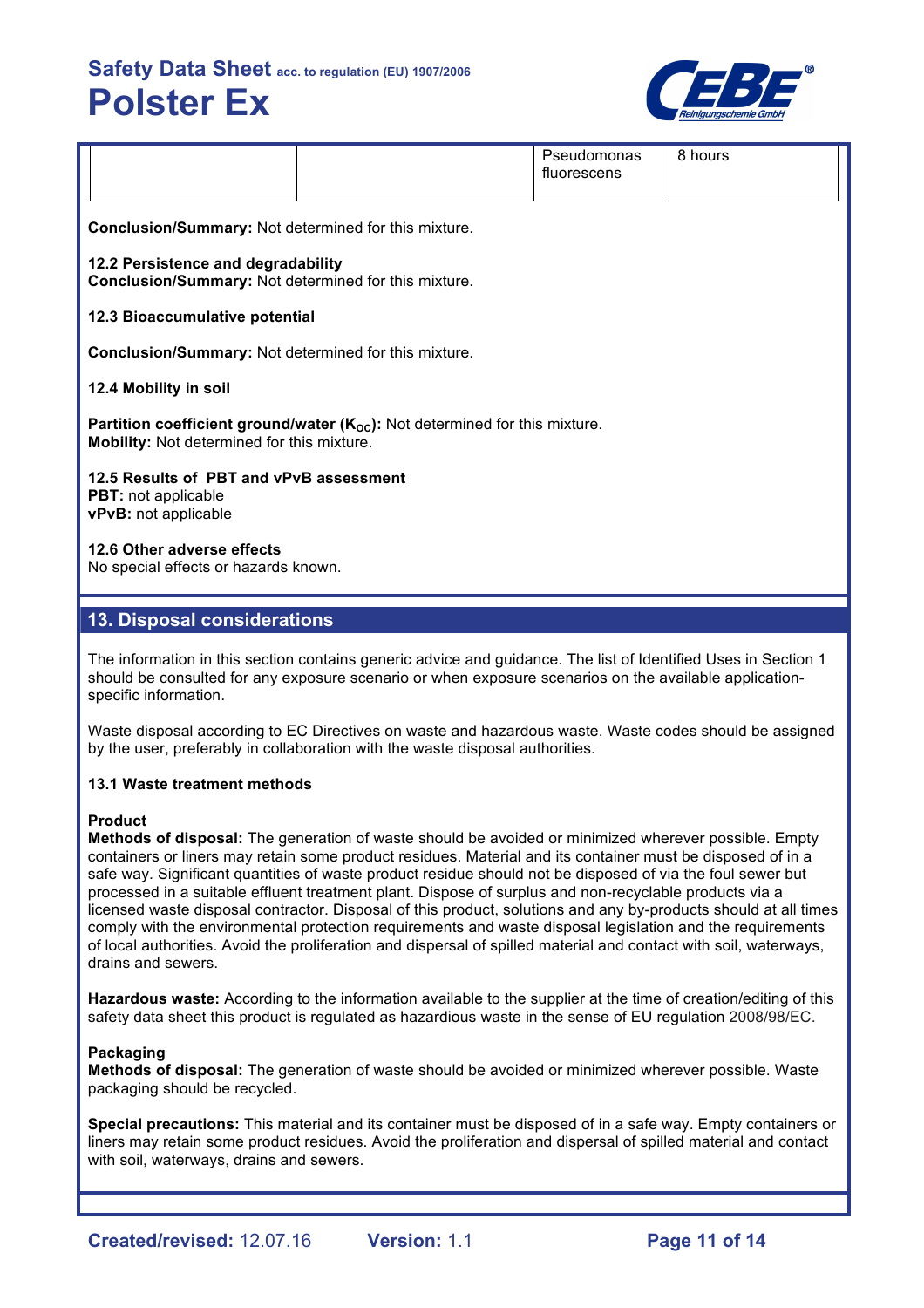| | | Pseudomonas fluorescens | 8 hours |
|---|---|---|---|

**Conclusion/Summary:** Not determined for this mixture.

**12.2 Persistence and degradability**
**Conclusion/Summary:** Not determined for this mixture.

**12.3 Bioaccumulative potential**

**Conclusion/Summary:** Not determined for this mixture.

**12.4 Mobility in soil**

**Partition coefficient ground/water ($K_{OC}$):** Not determined for this mixture.
**Mobility:** Not determined for this mixture.

**12.5 Results of PBT and vPvB assessment**
**PBT:** not applicable
**vPvB:** not applicable

**12.6 Other adverse effects**
No special effects or hazards known.

## 13. Disposal considerations

The information in this section contains generic advice and guidance. The list of Identified Uses in Section 1 should be consulted for any exposure scenario or when exposure scenarios on the available application-specific information.

Waste disposal according to EC Directives on waste and hazardous waste. Waste codes should be assigned by the user, preferably in collaboration with the waste disposal authorities.

**13.1 Waste treatment methods**

**Product**
**Methods of disposal:** The generation of waste should be avoided or minimized wherever possible. Empty containers or liners may retain some product residues. Material and its container must be disposed of in a safe way. Significant quantities of waste product residue should not be disposed of via the foul sewer but processed in a suitable effluent treatment plant. Dispose of surplus and non-recyclable products via a licensed waste disposal contractor. Disposal of this product, solutions and any by-products should at all times comply with the environmental protection requirements and waste disposal legislation and the requirements of local authorities. Avoid the proliferation and dispersal of spilled material and contact with soil, waterways, drains and sewers.

**Hazardous waste:** According to the information available to the supplier at the time of creation/editing of this safety data sheet this product is regulated as hazardious waste in the sense of EU regulation 2008/98/EC.

**Packaging**
**Methods of disposal:** The generation of waste should be avoided or minimized wherever possible. Waste packaging should be recycled.

**Special precautions:** This material and its container must be disposed of in a safe way. Empty containers or liners may retain some product residues. Avoid the proliferation and dispersal of spilled material and contact with soil, waterways, drains and sewers.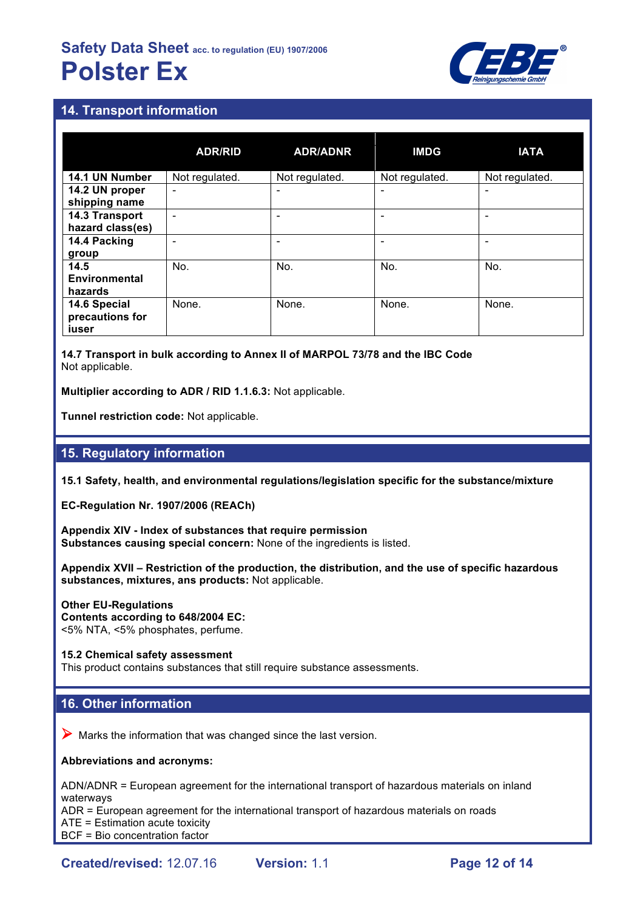## 14. Transport information

| | ADR/RID | ADR/ADNR | IMDG | IATA |
|---|---|---|---|---|
| **14.1 UN Number** | Not regulated. | Not regulated. | Not regulated. | Not regulated. |
| **14.2 UN proper shipping name** | - | - | - | - |
| **14.3 Transport hazard class(es)** | - | - | - | - |
| **14.4 Packing group** | - | - | - | - |
| **14.5 Environmental hazards** | No. | No. | No. | No. |
| **14.6 Special precautions for iuser** | None. | None. | None. | None. |

**14.7 Transport in bulk according to Annex II of MARPOL 73/78 and the IBC Code**
Not applicable.

**Multiplier according to ADR / RID 1.1.6.3:** Not applicable.

**Tunnel restriction code:** Not applicable.

## 15. Regulatory information

**15.1 Safety, health, and environmental regulations/legislation specific for the substance/mixture**

**EC-Regulation Nr. 1907/2006 (REACh)**

**Appendix XIV - Index of substances that require permission**
**Substances causing special concern:** None of the ingredients is listed.

**Appendix XVII – Restriction of the production, the distribution, and the use of specific hazardous substances, mixtures, ans products:** Not applicable.

**Other EU-Regulations**
**Contents according to 648/2004 EC:**
<5% NTA, <5% phosphates, perfume.

**15.2 Chemical safety assessment**
This product contains substances that still require substance assessments.

## 16. Other information

➢ Marks the information that was changed since the last version.

**Abbreviations and acronyms:**

ADN/ADNR = European agreement for the international transport of hazardous materials on inland waterways
ADR = European agreement for the international transport of hazardous materials on roads
ATE = Estimation acute toxicity
BCF = Bio concentration factor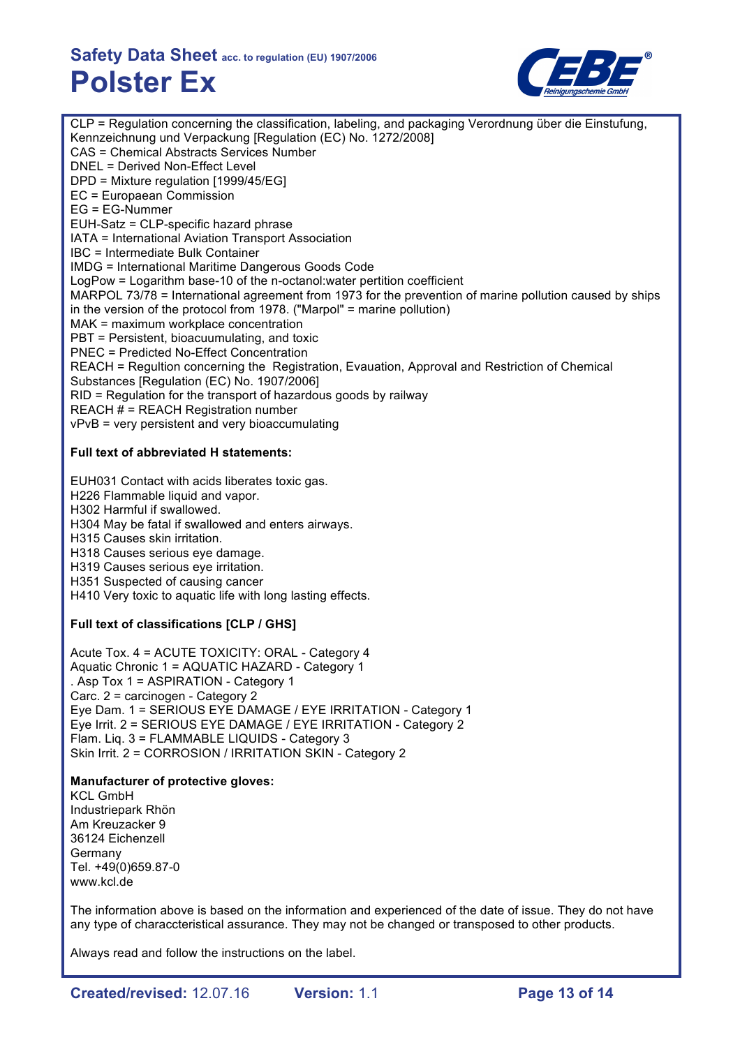CLP = Regulation concerning the classification, labeling, and packaging Verordnung über die Einstufung, Kennzeichnung und Verpackung [Regulation (EC) No. 1272/2008]
CAS = Chemical Abstracts Services Number
DNEL = Derived Non-Effect Level
DPD = Mixture regulation [1999/45/EG]
EC = European Commission
EG = EG-Nummer
EUH-Satz = CLP-specific hazard phrase
IATA = International Aviation Transport Association
IBC = Intermediate Bulk Container
IMDG = International Maritime Dangerous Goods Code
LogPow = Logarithm base-10 of the n-octanol:water partition coefficient
MARPOL 73/78 = International agreement from 1973 for the prevention of marine pollution caused by ships in the version of the protocol from 1978. ("Marpol" = marine pollution)
MAK = maximum workplace concentration
PBT = Persistent, bioacuumulating, and toxic
PNEC = Predicted No-Effect Concentration
REACH = Regultion concerning the Registration, Evauation, Approval and Restriction of Chemical Substances [Regulation (EC) No. 1907/2006]
RID = Regulation for the transport of hazardous goods by railway
REACH # = REACH Registration number
vPvB = very persistent and very bioaccumulating

**Full text of abbreviated H statements:**

EUH031 Contact with acids liberates toxic gas.
H226 Flammable liquid and vapor.
H302 Harmful if swallowed.
H304 May be fatal if swallowed and enters airways.
H315 Causes skin irritation.
H318 Causes serious eye damage.
H319 Causes serious eye irritation.
H351 Suspected of causing cancer
H410 Very toxic to aquatic life with long lasting effects.

**Full text of classifications [CLP / GHS]**

Acute Tox. 4 = ACUTE TOXICITY: ORAL - Category 4
Aquatic Chronic 1 = AQUATIC HAZARD - Category 1
. Asp Tox 1 = ASPIRATION - Category 1
Carc. 2 = carcinogen - Category 2
Eye Dam. 1 = SERIOUS EYE DAMAGE / EYE IRRITATION - Category 1
Eye Irrit. 2 = SERIOUS EYE DAMAGE / EYE IRRITATION - Category 2
Flam. Liq. 3 = FLAMMABLE LIQUIDS - Category 3
Skin Irrit. 2 = CORROSION / IRRITATION SKIN - Category 2

**Manufacturer of protective gloves:**
KCL GmbH
Industriepark Rhön
Am Kreuzacker 9
36124 Eichenzell
Germany
Tel. +49(0)659.87-0
www.kcl.de

The information above is based on the information and experienced of the date of issue. They do not have any type of characcteristical assurance. They may not be changed or transposed to other products.

Always read and follow the instructions on the label.